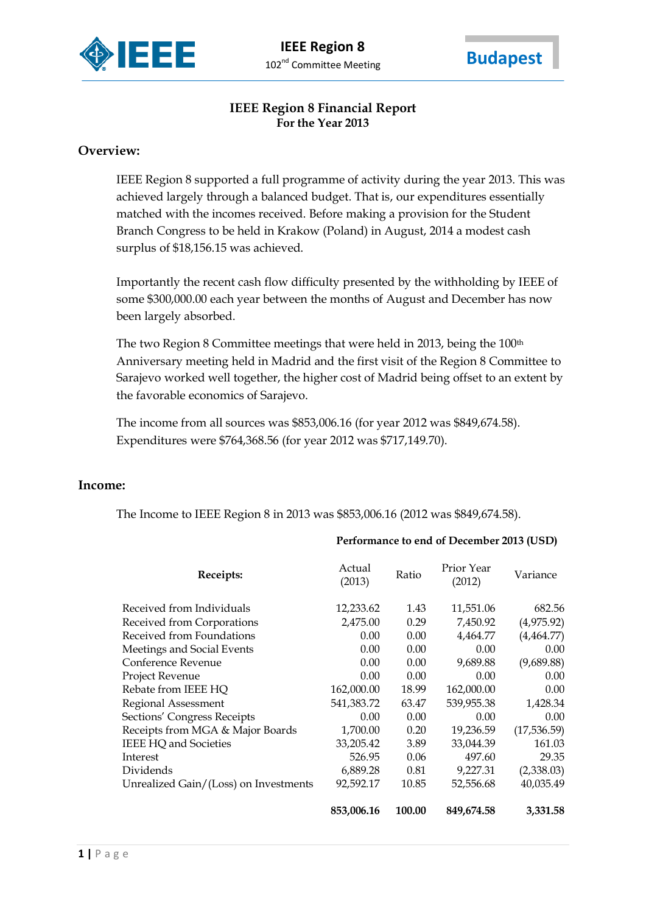# IEEE Region 8 Financial Report
## For the Year 2013

### Overview:

IEEE Region 8 supported a full programme of activity during the year 2013. This was achieved largely through a balanced budget. That is, our expenditures essentially matched with the incomes received. Before making a provision for the Student Branch Congress to be held in Krakow (Poland) in August, 2014 a modest cash surplus of $18,156.15 was achieved.

Importantly the recent cash flow difficulty presented by the withholding by IEEE of some $300,000.00 each year between the months of August and December has now been largely absorbed.

The two Region 8 Committee meetings that were held in 2013, being the 100th Anniversary meeting held in Madrid and the first visit of the Region 8 Committee to Sarajevo worked well together, the higher cost of Madrid being offset to an extent by the favorable economics of Sarajevo.

The income from all sources was $853,006.16 (for year 2012 was $849,674.58). Expenditures were $764,368.56 (for year 2012 was $717,149.70).

### Income:

The Income to IEEE Region 8 in 2013 was $853,006.16 (2012 was $849,674.58).

**Performance to end of December 2013 (USD)**

| Receipts: | Actual (2013) | Ratio | Prior Year (2012) | Variance |
|---|---|---|---|---|
| Received from Individuals | 12,233.62 | 1.43 | 11,551.06 | 682.56 |
| Received from Corporations | 2,475.00 | 0.29 | 7,450.92 | (4,975.92) |
| Received from Foundations | 0.00 | 0.00 | 4,464.77 | (4,464.77) |
| Meetings and Social Events | 0.00 | 0.00 | 0.00 | 0.00 |
| Conference Revenue | 0.00 | 0.00 | 9,689.88 | (9,689.88) |
| Project Revenue | 0.00 | 0.00 | 0.00 | 0.00 |
| Rebate from IEEE HQ | 162,000.00 | 18.99 | 162,000.00 | 0.00 |
| Regional Assessment | 541,383.72 | 63.47 | 539,955.38 | 1,428.34 |
| Sections' Congress Receipts | 0.00 | 0.00 | 0.00 | 0.00 |
| Receipts from MGA & Major Boards | 1,700.00 | 0.20 | 19,236.59 | (17,536.59) |
| IEEE HQ and Societies | 33,205.42 | 3.89 | 33,044.39 | 161.03 |
| Interest | 526.95 | 0.06 | 497.60 | 29.35 |
| Dividends | 6,889.28 | 0.81 | 9,227.31 | (2,338.03) |
| Unrealized Gain/(Loss) on Investments | 92,592.17 | 10.85 | 52,556.68 | 40,035.49 |
| | **853,006.16** | **100.00** | **849,674.58** | **3,331.58** |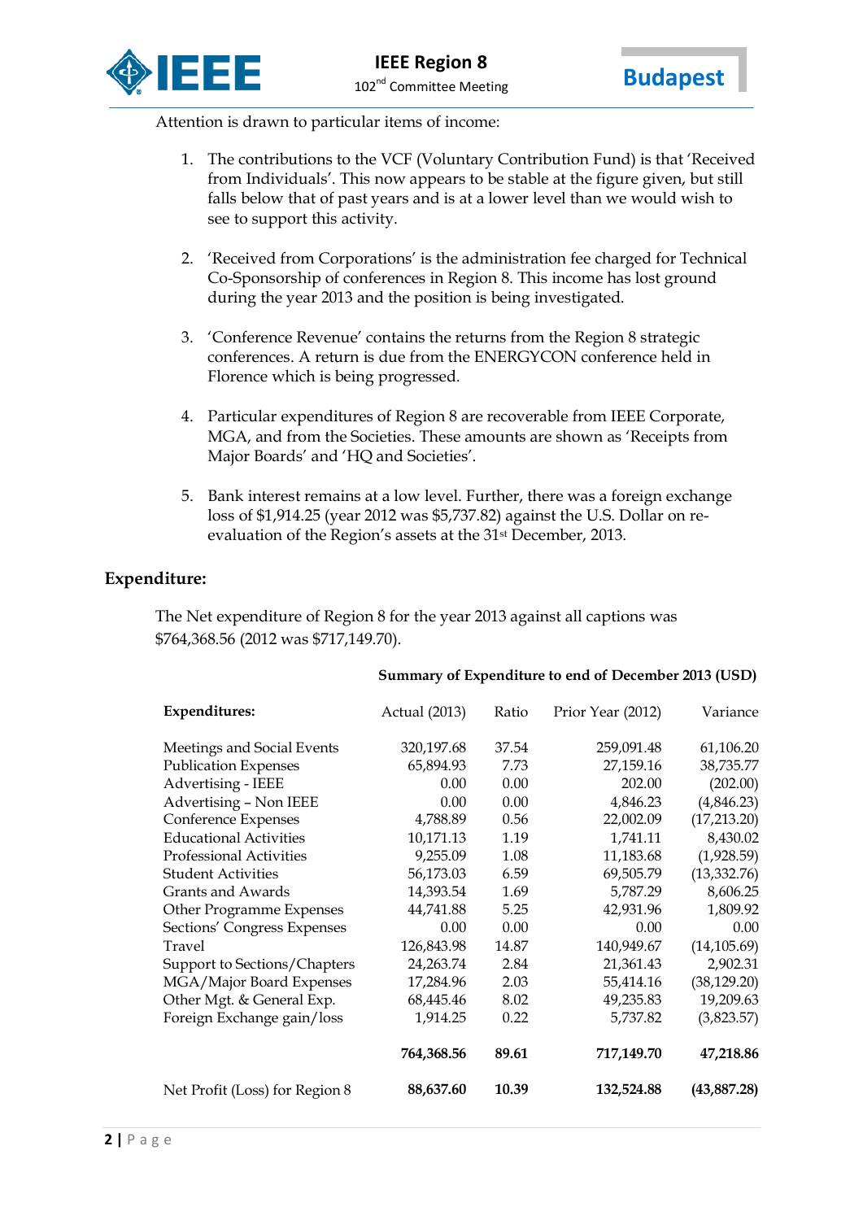Attention is drawn to particular items of income:

1. The contributions to the VCF (Voluntary Contribution Fund) is that 'Received from Individuals'. This now appears to be stable at the figure given, but still falls below that of past years and is at a lower level than we would wish to see to support this activity.

2. 'Received from Corporations' is the administration fee charged for Technical Co-Sponsorship of conferences in Region 8. This income has lost ground during the year 2013 and the position is being investigated.

3. 'Conference Revenue' contains the returns from the Region 8 strategic conferences. A return is due from the ENERGYCON conference held in Florence which is being progressed.

4. Particular expenditures of Region 8 are recoverable from IEEE Corporate, MGA, and from the Societies. These amounts are shown as 'Receipts from Major Boards' and 'HQ and Societies'.

5. Bank interest remains at a low level. Further, there was a foreign exchange loss of $1,914.25 (year 2012 was $5,737.82) against the U.S. Dollar on re-evaluation of the Region's assets at the 31st December, 2013.

## Expenditure:

The Net expenditure of Region 8 for the year 2013 against all captions was $764,368.56 (2012 was $717,149.70).

**Summary of Expenditure to end of December 2013 (USD)**

| Expenditures: | Actual (2013) | Ratio | Prior Year (2012) | Variance |
|---|---|---|---|---|
| Meetings and Social Events | 320,197.68 | 37.54 | 259,091.48 | 61,106.20 |
| Publication Expenses | 65,894.93 | 7.73 | 27,159.16 | 38,735.77 |
| Advertising - IEEE | 0.00 | 0.00 | 202.00 | (202.00) |
| Advertising – Non IEEE | 0.00 | 0.00 | 4,846.23 | (4,846.23) |
| Conference Expenses | 4,788.89 | 0.56 | 22,002.09 | (17,213.20) |
| Educational Activities | 10,171.13 | 1.19 | 1,741.11 | 8,430.02 |
| Professional Activities | 9,255.09 | 1.08 | 11,183.68 | (1,928.59) |
| Student Activities | 56,173.03 | 6.59 | 69,505.79 | (13,332.76) |
| Grants and Awards | 14,393.54 | 1.69 | 5,787.29 | 8,606.25 |
| Other Programme Expenses | 44,741.88 | 5.25 | 42,931.96 | 1,809.92 |
| Sections' Congress Expenses | 0.00 | 0.00 | 0.00 | 0.00 |
| Travel | 126,843.98 | 14.87 | 140,949.67 | (14,105.69) |
| Support to Sections/Chapters | 24,263.74 | 2.84 | 21,361.43 | 2,902.31 |
| MGA/Major Board Expenses | 17,284.96 | 2.03 | 55,414.16 | (38,129.20) |
| Other Mgt. & General Exp. | 68,445.46 | 8.02 | 49,235.83 | 19,209.63 |
| Foreign Exchange gain/loss | 1,914.25 | 0.22 | 5,737.82 | (3,823.57) |
| | **764,368.56** | **89.61** | **717,149.70** | **47,218.86** |
| Net Profit (Loss) for Region 8 | **88,637.60** | **10.39** | **132,524.88** | **(43,887.28)** |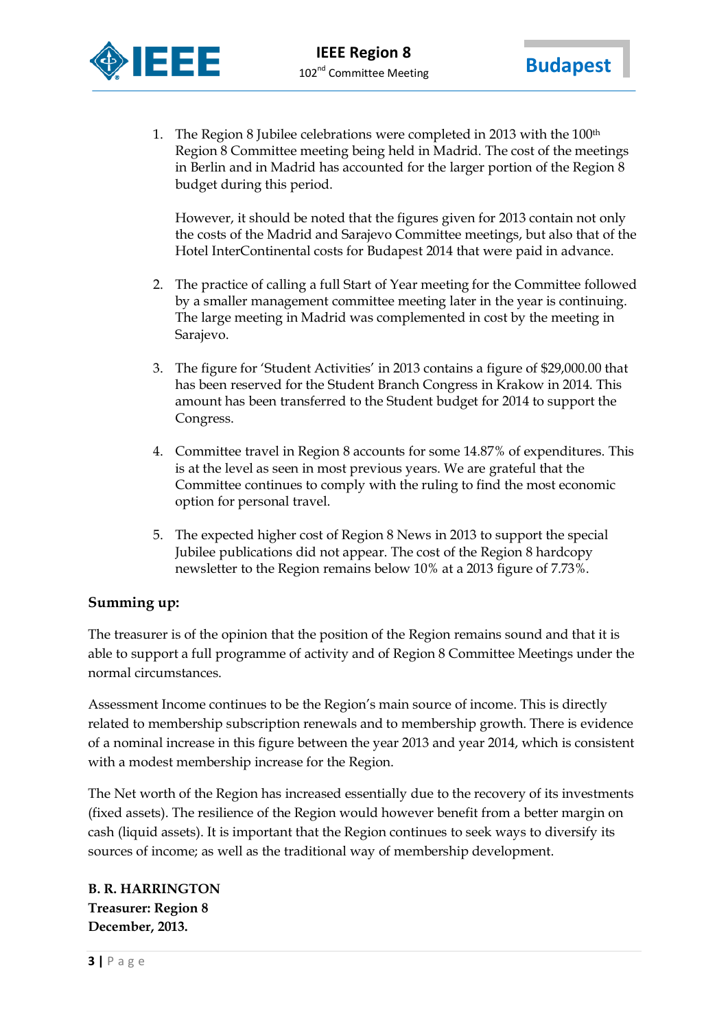1. The Region 8 Jubilee celebrations were completed in 2013 with the 100th Region 8 Committee meeting being held in Madrid. The cost of the meetings in Berlin and in Madrid has accounted for the larger portion of the Region 8 budget during this period.

   However, it should be noted that the figures given for 2013 contain not only the costs of the Madrid and Sarajevo Committee meetings, but also that of the Hotel InterContinental costs for Budapest 2014 that were paid in advance.

2. The practice of calling a full Start of Year meeting for the Committee followed by a smaller management committee meeting later in the year is continuing. The large meeting in Madrid was complemented in cost by the meeting in Sarajevo.

3. The figure for 'Student Activities' in 2013 contains a figure of $29,000.00 that has been reserved for the Student Branch Congress in Krakow in 2014. This amount has been transferred to the Student budget for 2014 to support the Congress.

4. Committee travel in Region 8 accounts for some 14.87% of expenditures. This is at the level as seen in most previous years. We are grateful that the Committee continues to comply with the ruling to find the most economic option for personal travel.

5. The expected higher cost of Region 8 News in 2013 to support the special Jubilee publications did not appear. The cost of the Region 8 hardcopy newsletter to the Region remains below 10% at a 2013 figure of 7.73%.

## Summing up:

The treasurer is of the opinion that the position of the Region remains sound and that it is able to support a full programme of activity and of Region 8 Committee Meetings under the normal circumstances.

Assessment Income continues to be the Region's main source of income. This is directly related to membership subscription renewals and to membership growth. There is evidence of a nominal increase in this figure between the year 2013 and year 2014, which is consistent with a modest membership increase for the Region.

The Net worth of the Region has increased essentially due to the recovery of its investments (fixed assets). The resilience of the Region would however benefit from a better margin on cash (liquid assets). It is important that the Region continues to seek ways to diversify its sources of income; as well as the traditional way of membership development.

**B. R. HARRINGTON**
**Treasurer: Region 8**
**December, 2013.**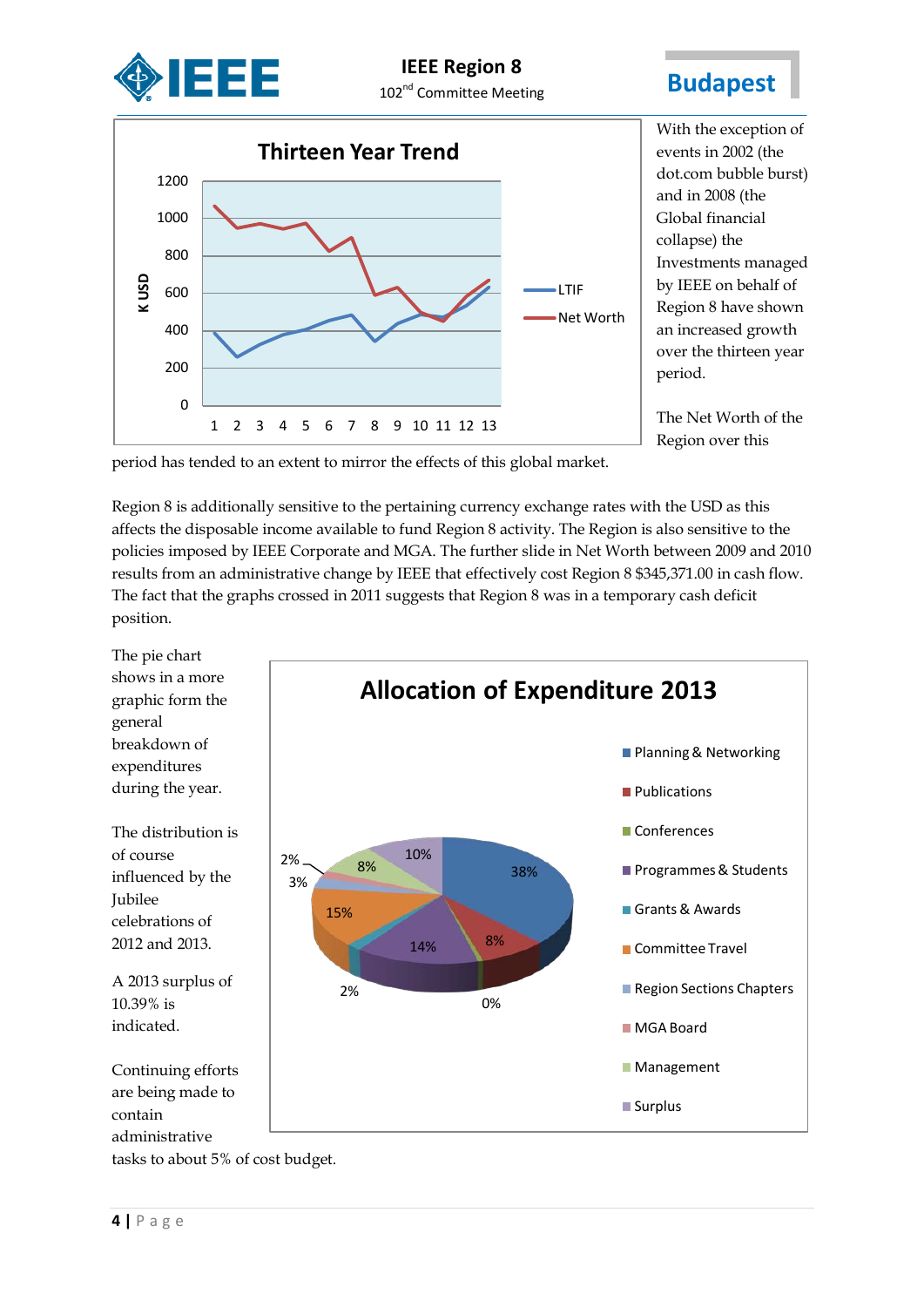Thirteen Year Trend

K USD

1200
1000
800
600
400
200
0

1 2 3 4 5 6 7 8 9 10 11 12 13

LTIF
Net Worth

With the exception of events in 2002 (the dot.com bubble burst) and in 2008 (the Global financial collapse) the Investments managed by IEEE on behalf of Region 8 have shown an increased growth over the thirteen year period.

The Net Worth of the Region over this period has tended to an extent to mirror the effects of this global market.

Region 8 is additionally sensitive to the pertaining currency exchange rates with the USD as this affects the disposable income available to fund Region 8 activity. The Region is also sensitive to the policies imposed by IEEE Corporate and MGA. The further slide in Net Worth between 2009 and 2010 results from an administrative change by IEEE that effectively cost Region 8 $345,371.00 in cash flow. The fact that the graphs crossed in 2011 suggests that Region 8 was in a temporary cash deficit position.

The pie chart shows in a more graphic form the general breakdown of expenditures during the year.

The distribution is of course influenced by the Jubilee celebrations of 2012 and 2013.

A 2013 surplus of 10.39% is indicated.

Continuing efforts are being made to contain administrative tasks to about 5% of cost budget.

Allocation of Expenditure 2013

38%
8%
0%
14%
2%
15%
3%
2%
8%
10%

Planning & Networking
Publications
Conferences
Programmes & Students
Grants & Awards
Committee Travel
Region Sections Chapters
MGA Board
Management
Surplus